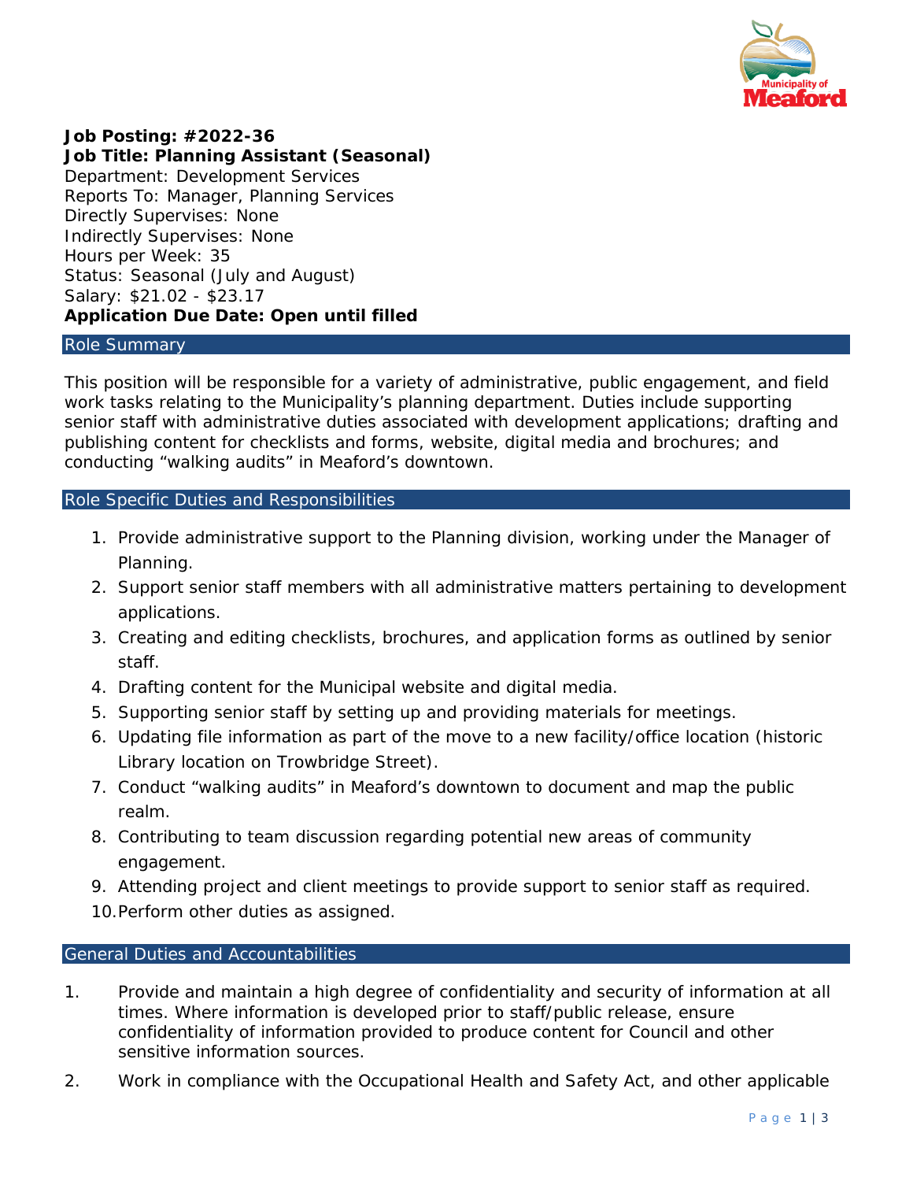**Job Posting: #2022-36**
**Job Title: Planning Assistant (Seasonal)**
Department: Development Services
Reports To: Manager, Planning Services
Directly Supervises: None
Indirectly Supervises: None
Hours per Week: 35
Status: Seasonal (July and August)
Salary: $21.02 - $23.17
**Application Due Date: Open until filled**

## Role Summary

This position will be responsible for a variety of administrative, public engagement, and field work tasks relating to the Municipality's planning department. Duties include supporting senior staff with administrative duties associated with development applications; drafting and publishing content for checklists and forms, website, digital media and brochures; and conducting "walking audits" in Meaford's downtown.

## Role Specific Duties and Responsibilities

1. Provide administrative support to the Planning division, working under the Manager of Planning.
2. Support senior staff members with all administrative matters pertaining to development applications.
3. Creating and editing checklists, brochures, and application forms as outlined by senior staff.
4. Drafting content for the Municipal website and digital media.
5. Supporting senior staff by setting up and providing materials for meetings.
6. Updating file information as part of the move to a new facility/office location (historic Library location on Trowbridge Street).
7. Conduct "walking audits" in Meaford's downtown to document and map the public realm.
8. Contributing to team discussion regarding potential new areas of community engagement.
9. Attending project and client meetings to provide support to senior staff as required.
10. Perform other duties as assigned.

## General Duties and Accountabilities

1. Provide and maintain a high degree of confidentiality and security of information at all times. Where information is developed prior to staff/public release, ensure confidentiality of information provided to produce content for Council and other sensitive information sources.
2. Work in compliance with the Occupational Health and Safety Act, and other applicable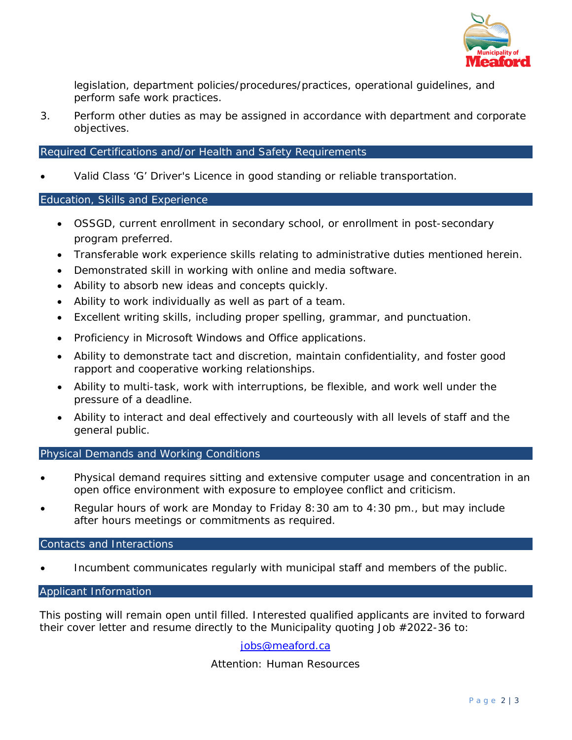legislation, department policies/procedures/practices, operational guidelines, and perform safe work practices.

3. Perform other duties as may be assigned in accordance with department and corporate objectives.

## Required Certifications and/or Health and Safety Requirements

- Valid Class 'G' Driver's Licence in good standing or reliable transportation.

## Education, Skills and Experience

- OSSGD, current enrollment in secondary school, or enrollment in post-secondary program preferred.
- Transferable work experience skills relating to administrative duties mentioned herein.
- Demonstrated skill in working with online and media software.
- Ability to absorb new ideas and concepts quickly.
- Ability to work individually as well as part of a team.
- Excellent writing skills, including proper spelling, grammar, and punctuation.
- Proficiency in Microsoft Windows and Office applications.
- Ability to demonstrate tact and discretion, maintain confidentiality, and foster good rapport and cooperative working relationships.
- Ability to multi-task, work with interruptions, be flexible, and work well under the pressure of a deadline.
- Ability to interact and deal effectively and courteously with all levels of staff and the general public.

## Physical Demands and Working Conditions

- Physical demand requires sitting and extensive computer usage and concentration in an open office environment with exposure to employee conflict and criticism.
- Regular hours of work are Monday to Friday 8:30 am to 4:30 pm., but may include after hours meetings or commitments as required.

## Contacts and Interactions

- Incumbent communicates regularly with municipal staff and members of the public.

## Applicant Information

This posting will remain open until filled. Interested qualified applicants are invited to forward their cover letter and resume directly to the Municipality quoting Job #2022-36 to:

jobs@meaford.ca

Attention: Human Resources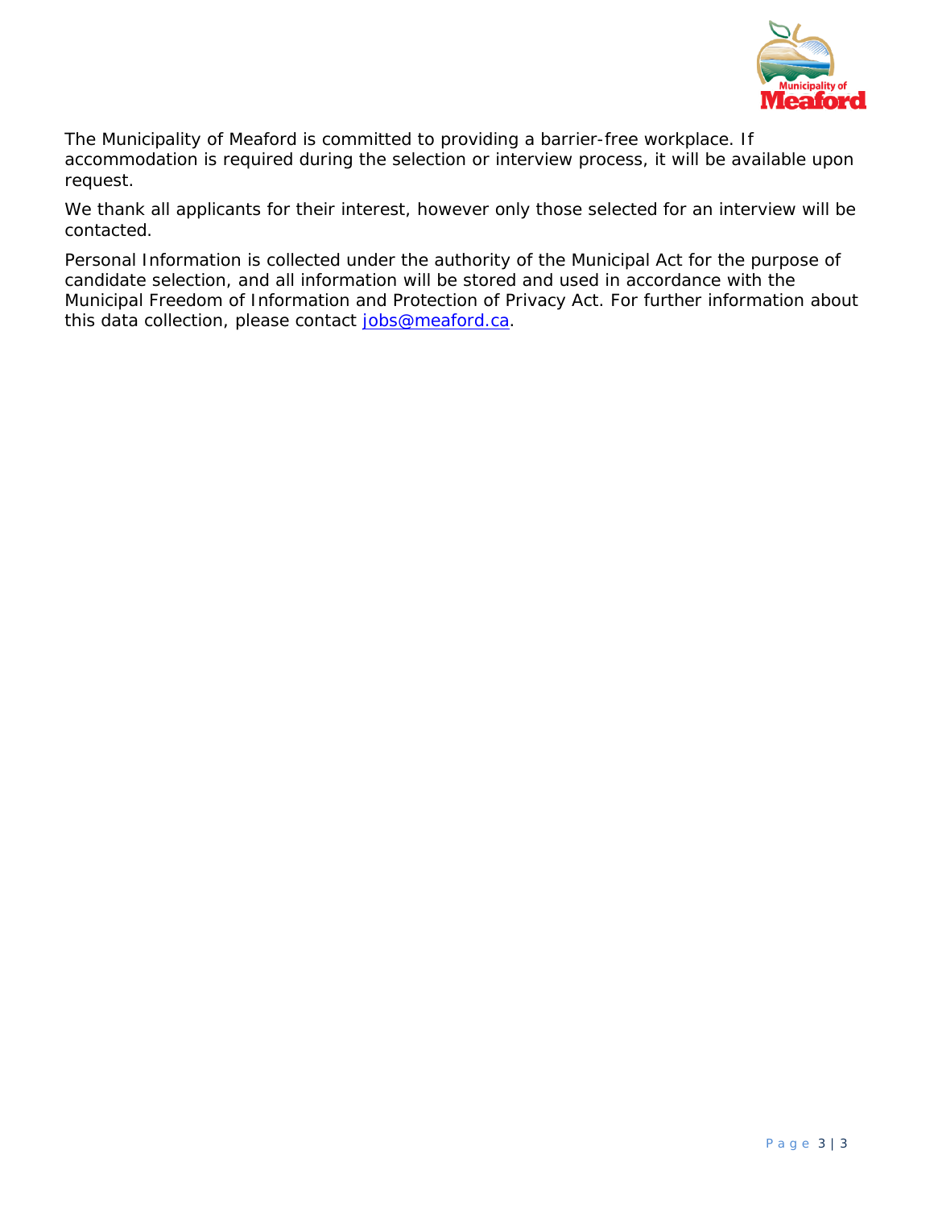The Municipality of Meaford is committed to providing a barrier-free workplace. If accommodation is required during the selection or interview process, it will be available upon request.

We thank all applicants for their interest, however only those selected for an interview will be contacted.

Personal Information is collected under the authority of the Municipal Act for the purpose of candidate selection, and all information will be stored and used in accordance with the Municipal Freedom of Information and Protection of Privacy Act. For further information about this data collection, please contact jobs@meaford.ca.